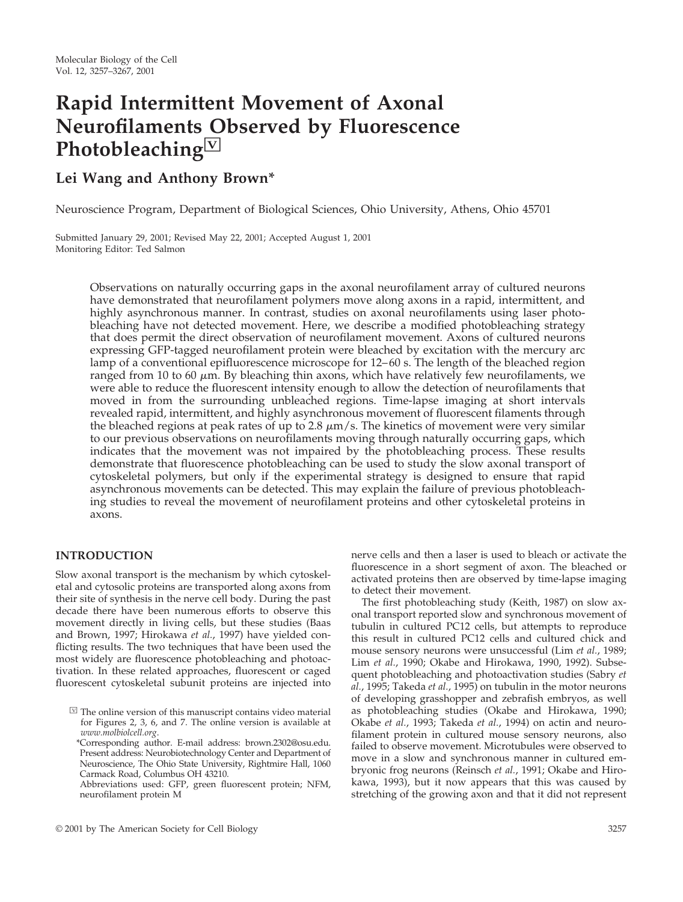# Rapid Intermittent Movement of Axonal Neurofilaments Observed by Fluorescence Photobleaching[V]

## Lei Wang and Anthony Brown*

Neuroscience Program, Department of Biological Sciences, Ohio University, Athens, Ohio 45701

Submitted January 29, 2001; Revised May 22, 2001; Accepted August 1, 2001
Monitoring Editor: Ted Salmon

Observations on naturally occurring gaps in the axonal neurofilament array of cultured neurons have demonstrated that neurofilament polymers move along axons in a rapid, intermittent, and highly asynchronous manner. In contrast, studies on axonal neurofilaments using laser photobleaching have not detected movement. Here, we describe a modified photobleaching strategy that does permit the direct observation of neurofilament movement. Axons of cultured neurons expressing GFP-tagged neurofilament protein were bleached by excitation with the mercury arc lamp of a conventional epifluorescence microscope for 12–60 s. The length of the bleached region ranged from 10 to 60 μm. By bleaching thin axons, which have relatively few neurofilaments, we were able to reduce the fluorescent intensity enough to allow the detection of neurofilaments that moved in from the surrounding unbleached regions. Time-lapse imaging at short intervals revealed rapid, intermittent, and highly asynchronous movement of fluorescent filaments through the bleached regions at peak rates of up to 2.8 μm/s. The kinetics of movement were very similar to our previous observations on neurofilaments moving through naturally occurring gaps, which indicates that the movement was not impaired by the photobleaching process. These results demonstrate that fluorescence photobleaching can be used to study the slow axonal transport of cytoskeletal polymers, but only if the experimental strategy is designed to ensure that rapid asynchronous movements can be detected. This may explain the failure of previous photobleaching studies to reveal the movement of neurofilament proteins and other cytoskeletal proteins in axons.

## INTRODUCTION

Slow axonal transport is the mechanism by which cytoskeletal and cytosolic proteins are transported along axons from their site of synthesis in the nerve cell body. During the past decade there have been numerous efforts to observe this movement directly in living cells, but these studies (Baas and Brown, 1997; Hirokawa *et al.*, 1997) have yielded conflicting results. The two techniques that have been used the most widely are fluorescence photobleaching and photoactivation. In these related approaches, fluorescent or caged fluorescent cytoskeletal subunit proteins are injected into nerve cells and then a laser is used to bleach or activate the fluorescence in a short segment of axon. The bleached or activated proteins then are observed by time-lapse imaging to detect their movement.

The first photobleaching study (Keith, 1987) on slow axonal transport reported slow and synchronous movement of tubulin in cultured PC12 cells, but attempts to reproduce this result in cultured PC12 cells and cultured chick and mouse sensory neurons were unsuccessful (Lim *et al.*, 1989; Lim *et al.*, 1990; Okabe and Hirokawa, 1990, 1992). Subsequent photobleaching and photoactivation studies (Sabry *et al.*, 1995; Takeda *et al.*, 1995) on tubulin in the motor neurons of developing grasshopper and zebrafish embryos, as well as photobleaching studies (Okabe and Hirokawa, 1990; Okabe *et al.*, 1993; Takeda *et al.*, 1994) on actin and neurofilament protein in cultured mouse sensory neurons, also failed to observe movement. Microtubules were observed to move in a slow and synchronous manner in cultured embryonic frog neurons (Reinsch *et al.*, 1991; Okabe and Hirokawa, 1993), but it now appears that this was caused by stretching of the growing axon and that it did not represent

[V] The online version of this manuscript contains video material for Figures 2, 3, 6, and 7. The online version is available at *www.molbiolcell.org*.

*Corresponding author. E-mail address: brown.2302@osu.edu. Present address: Neurobiotechnology Center and Department of Neuroscience, The Ohio State University, Rightmire Hall, 1060 Carmack Road, Columbus OH 43210.

Abbreviations used: GFP, green fluorescent protein; NFM, neurofilament protein M

© 2001 by The American Society for Cell Biology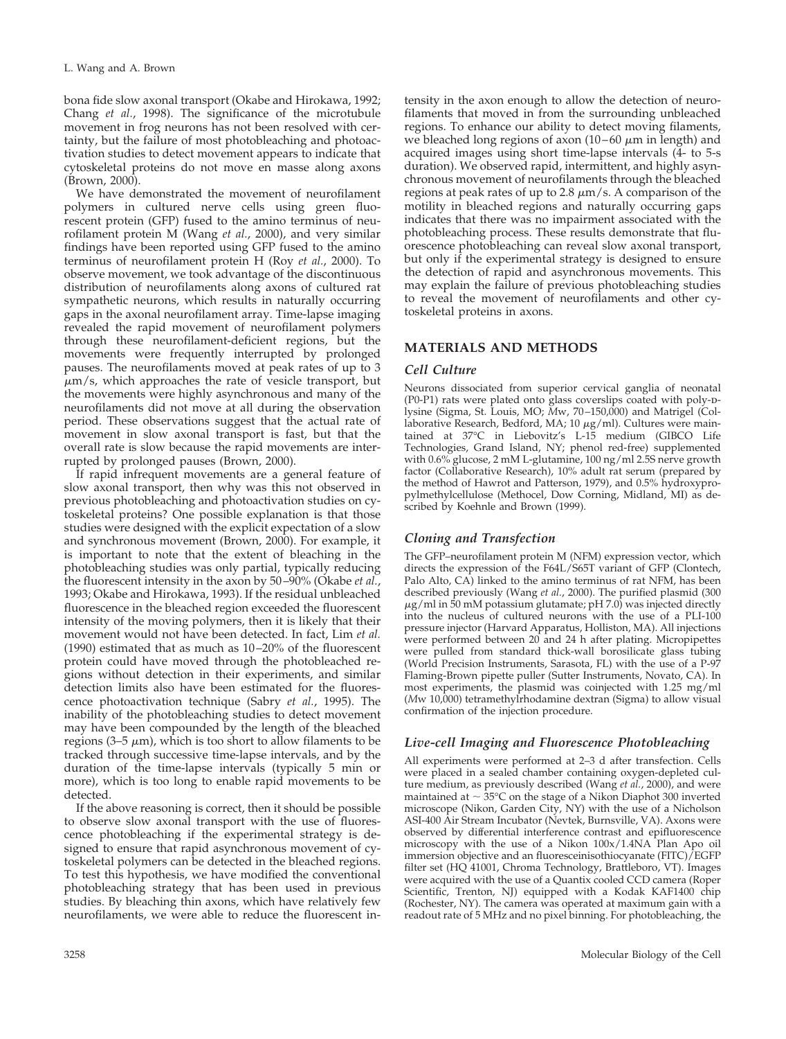bona fide slow axonal transport (Okabe and Hirokawa, 1992; Chang *et al.*, 1998). The significance of the microtubule movement in frog neurons has not been resolved with certainty, but the failure of most photobleaching and photoactivation studies to detect movement appears to indicate that cytoskeletal proteins do not move en masse along axons (Brown, 2000).

We have demonstrated the movement of neurofilament polymers in cultured nerve cells using green fluorescent protein (GFP) fused to the amino terminus of neurofilament protein M (Wang *et al.*, 2000), and very similar findings have been reported using GFP fused to the amino terminus of neurofilament protein H (Roy *et al.*, 2000). To observe movement, we took advantage of the discontinuous distribution of neurofilaments along axons of cultured rat sympathetic neurons, which results in naturally occurring gaps in the axonal neurofilament array. Time-lapse imaging revealed the rapid movement of neurofilament polymers through these neurofilament-deficient regions, but the movements were frequently interrupted by prolonged pauses. The neurofilaments moved at peak rates of up to 3 μm/s, which approaches the rate of vesicle transport, but the movements were highly asynchronous and many of the neurofilaments did not move at all during the observation period. These observations suggest that the actual rate of movement in slow axonal transport is fast, but that the overall rate is slow because the rapid movements are interrupted by prolonged pauses (Brown, 2000).

If rapid infrequent movements are a general feature of slow axonal transport, then why was this not observed in previous photobleaching and photoactivation studies on cytoskeletal proteins? One possible explanation is that those studies were designed with the explicit expectation of a slow and synchronous movement (Brown, 2000). For example, it is important to note that the extent of bleaching in the photobleaching studies was only partial, typically reducing the fluorescent intensity in the axon by 50–90% (Okabe *et al.*, 1993; Okabe and Hirokawa, 1993). If the residual unbleached fluorescence in the bleached region exceeded the fluorescent intensity of the moving polymers, then it is likely that their movement would not have been detected. In fact, Lim *et al.* (1990) estimated that as much as 10–20% of the fluorescent protein could have moved through the photobleached regions without detection in their experiments, and similar detection limits also have been estimated for the fluorescence photoactivation technique (Sabry *et al.*, 1995). The inability of the photobleaching studies to detect movement may have been compounded by the length of the bleached regions (3–5 μm), which is too short to allow filaments to be tracked through successive time-lapse intervals, and by the duration of the time-lapse intervals (typically 5 min or more), which is too long to enable rapid movements to be detected.

If the above reasoning is correct, then it should be possible to observe slow axonal transport with the use of fluorescence photobleaching if the experimental strategy is designed to ensure that rapid asynchronous movement of cytoskeletal polymers can be detected in the bleached regions. To test this hypothesis, we have modified the conventional photobleaching strategy that has been used in previous studies. By bleaching thin axons, which have relatively few neurofilaments, we were able to reduce the fluorescent intensity in the axon enough to allow the detection of neurofilaments that moved in from the surrounding unbleached regions. To enhance our ability to detect moving filaments, we bleached long regions of axon (10–60 μm in length) and acquired images using short time-lapse intervals (4- to 5-s duration). We observed rapid, intermittent, and highly asynchronous movement of neurofilaments through the bleached regions at peak rates of up to 2.8 μm/s. A comparison of the motility in bleached regions and naturally occurring gaps indicates that there was no impairment associated with the photobleaching process. These results demonstrate that fluorescence photobleaching can reveal slow axonal transport, but only if the experimental strategy is designed to ensure the detection of rapid and asynchronous movements. This may explain the failure of previous photobleaching studies to reveal the movement of neurofilaments and other cytoskeletal proteins in axons.

## MATERIALS AND METHODS

### *Cell Culture*

Neurons dissociated from superior cervical ganglia of neonatal (P0-P1) rats were plated onto glass coverslips coated with poly-D-lysine (Sigma, St. Louis, MO; *M*w, 70–150,000) and Matrigel (Collaborative Research, Bedford, MA; 10 μg/ml). Cultures were maintained at 37°C in Liebovitz's L-15 medium (GIBCO Life Technologies, Grand Island, NY; phenol red-free) supplemented with 0.6% glucose, 2 mM L-glutamine, 100 ng/ml 2.5S nerve growth factor (Collaborative Research), 10% adult rat serum (prepared by the method of Hawrot and Patterson, 1979), and 0.5% hydroxypropylmethylcellulose (Methocel, Dow Corning, Midland, MI) as described by Koehnle and Brown (1999).

### *Cloning and Transfection*

The GFP–neurofilament protein M (NFM) expression vector, which directs the expression of the F64L/S65T variant of GFP (Clontech, Palo Alto, CA) linked to the amino terminus of rat NFM, has been described previously (Wang *et al.*, 2000). The purified plasmid (300 μg/ml in 50 mM potassium glutamate; pH 7.0) was injected directly into the nucleus of cultured neurons with the use of a PLI-100 pressure injector (Harvard Apparatus, Holliston, MA). All injections were performed between 20 and 24 h after plating. Micropipettes were pulled from standard thick-wall borosilicate glass tubing (World Precision Instruments, Sarasota, FL) with the use of a P-97 Flaming-Brown pipette puller (Sutter Instruments, Novato, CA). In most experiments, the plasmid was coinjected with 1.25 mg/ml (*M*w 10,000) tetramethylrhodamine dextran (Sigma) to allow visual confirmation of the injection procedure.

### *Live-cell Imaging and Fluorescence Photobleaching*

All experiments were performed at 2–3 d after transfection. Cells were placed in a sealed chamber containing oxygen-depleted culture medium, as previously described (Wang *et al.*, 2000), and were maintained at ~ 35°C on the stage of a Nikon Diaphot 300 inverted microscope (Nikon, Garden City, NY) with the use of a Nicholson ASI-400 Air Stream Incubator (Nevtek, Burnsville, VA). Axons were observed by differential interference contrast and epifluorescence microscopy with the use of a Nikon 100x/1.4NA Plan Apo oil immersion objective and an fluoresceinisothiocyanate (FITC)/EGFP filter set (HQ 41001, Chroma Technology, Brattleboro, VT). Images were acquired with the use of a Quantix cooled CCD camera (Roper Scientific, Trenton, NJ) equipped with a Kodak KAF1400 chip (Rochester, NY). The camera was operated at maximum gain with a readout rate of 5 MHz and no pixel binning. For photobleaching, the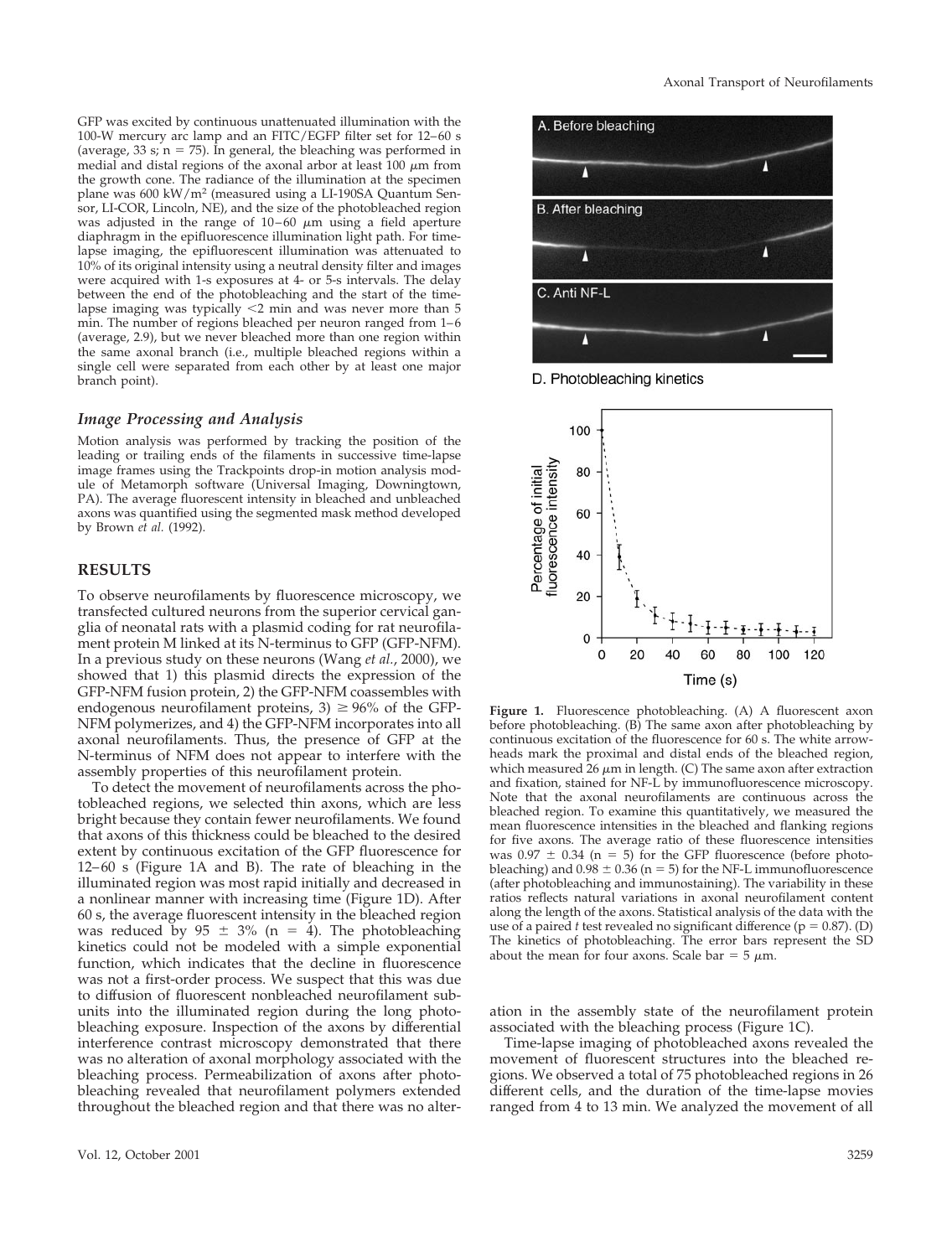GFP was excited by continuous unattenuated illumination with the 100-W mercury arc lamp and an FITC/EGFP filter set for 12–60 s (average, 33 s; n = 75). In general, the bleaching was performed in medial and distal regions of the axonal arbor at least 100 μm from the growth cone. The radiance of the illumination at the specimen plane was 600 kW/m$^2$ (measured using a LI-190SA Quantum Sensor, LI-COR, Lincoln, NE), and the size of the photobleached region was adjusted in the range of 10–60 μm using a field aperture diaphragm in the epifluorescence illumination light path. For time-lapse imaging, the epifluorescent illumination was attenuated to 10% of its original intensity using a neutral density filter and images were acquired with 1-s exposures at 4- or 5-s intervals. The delay between the end of the photobleaching and the start of the time-lapse imaging was typically <2 min and was never more than 5 min. The number of regions bleached per neuron ranged from 1–6 (average, 2.9), but we never bleached more than one region within the same axonal branch (i.e., multiple bleached regions within a single cell were separated from each other by at least one major branch point).

### *Image Processing and Analysis*

Motion analysis was performed by tracking the position of the leading or trailing ends of the filaments in successive time-lapse image frames using the Trackpoints drop-in motion analysis module of Metamorph software (Universal Imaging, Downingtown, PA). The average fluorescent intensity in bleached and unbleached axons was quantified using the segmented mask method developed by Brown *et al.* (1992).

## RESULTS

To observe neurofilaments by fluorescence microscopy, we transfected cultured neurons from the superior cervical ganglia of neonatal rats with a plasmid coding for rat neurofilament protein M linked at its N-terminus to GFP (GFP-NFM). In a previous study on these neurons (Wang *et al.*, 2000), we showed that 1) this plasmid directs the expression of the GFP-NFM fusion protein, 2) the GFP-NFM coassembles with endogenous neurofilament proteins, 3) ≥ 96% of the GFP-NFM polymerizes, and 4) the GFP-NFM incorporates into all axonal neurofilaments. Thus, the presence of GFP at the N-terminus of NFM does not appear to interfere with the assembly properties of this neurofilament protein.

To detect the movement of neurofilaments across the photobleached regions, we selected thin axons, which are less bright because they contain fewer neurofilaments. We found that axons of this thickness could be bleached to the desired extent by continuous excitation of the GFP fluorescence for 12–60 s (Figure 1A and B). The rate of bleaching in the illuminated region was most rapid initially and decreased in a nonlinear manner with increasing time (Figure 1D). After 60 s, the average fluorescent intensity in the bleached region was reduced by 95 ± 3% (n = 4). The photobleaching kinetics could not be modeled with a simple exponential function, which indicates that the decline in fluorescence was not a first-order process. We suspect that this was due to diffusion of fluorescent nonbleached neurofilament subunits into the illuminated region during the long photobleaching exposure. Inspection of the axons by differential interference contrast microscopy demonstrated that there was no alteration of axonal morphology associated with the bleaching process. Permeabilization of axons after photobleaching revealed that neurofilament polymers extended throughout the bleached region and that there was no alteration in the assembly state of the neurofilament protein associated with the bleaching process (Figure 1C).

**Figure 1.** Fluorescence photobleaching. (A) A fluorescent axon before photobleaching. (B) The same axon after photobleaching by continuous excitation of the fluorescence for 60 s. The white arrowheads mark the proximal and distal ends of the bleached region, which measured 26 μm in length. (C) The same axon after extraction and fixation, stained for NF-L by immunofluorescence microscopy. Note that the axonal neurofilaments are continuous across the bleached region. To examine this quantitatively, we measured the mean fluorescence intensities in the bleached and flanking regions for five axons. The average ratio of these fluorescence intensities was 0.97 ± 0.34 (n = 5) for the GFP fluorescence (before photobleaching) and 0.98 ± 0.36 (n = 5) for the NF-L immunofluorescence (after photobleaching and immunostaining). The variability in these ratios reflects natural variations in axonal neurofilament content along the length of the axons. Statistical analysis of the data with the use of a paired *t* test revealed no significant difference (p = 0.87). (D) The kinetics of photobleaching. The error bars represent the SD about the mean for four axons. Scale bar = 5 μm.

Time-lapse imaging of photobleached axons revealed the movement of fluorescent structures into the bleached regions. We observed a total of 75 photobleached regions in 26 different cells, and the duration of the time-lapse movies ranged from 4 to 13 min. We analyzed the movement of all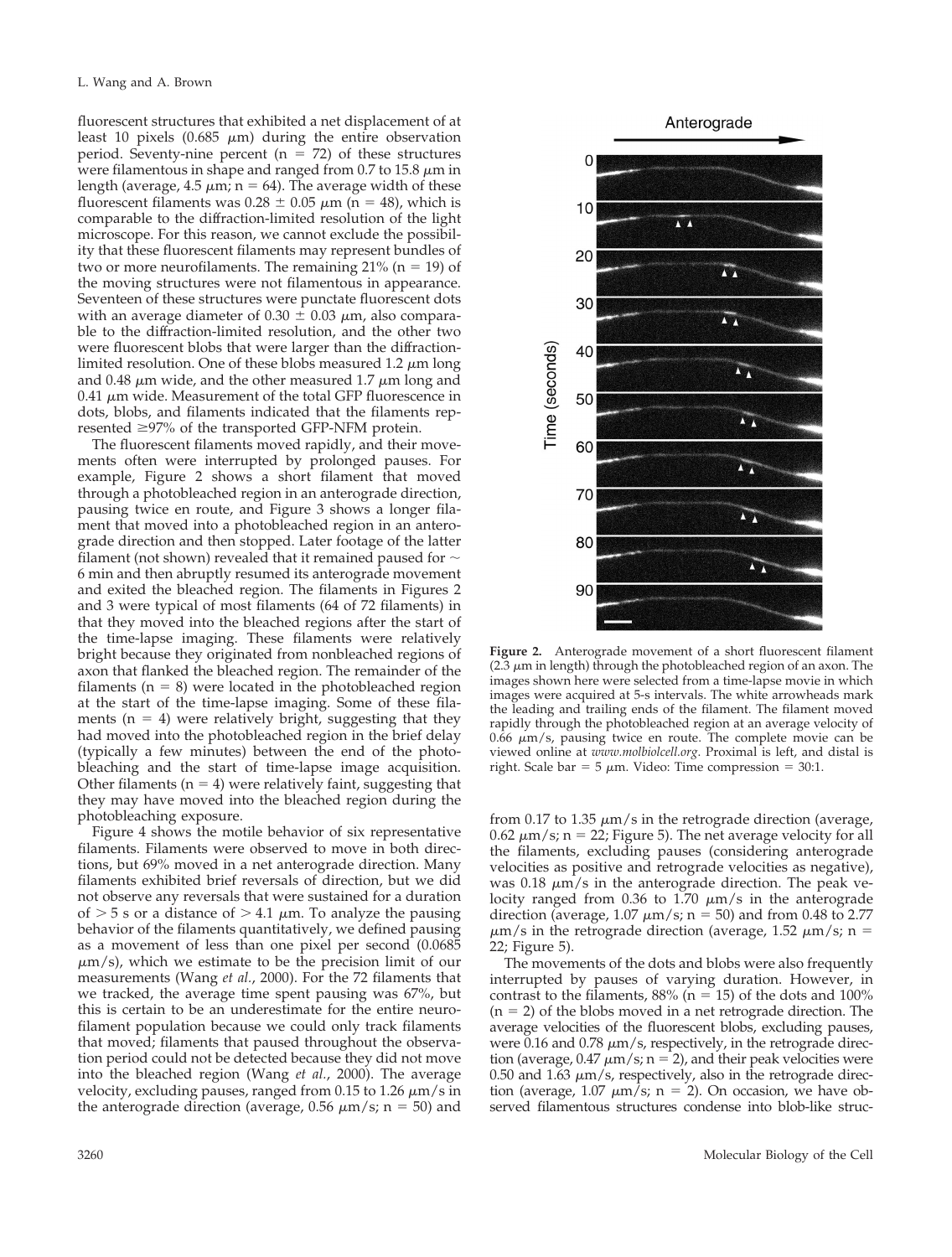fluorescent structures that exhibited a net displacement of at least 10 pixels (0.685 μm) during the entire observation period. Seventy-nine percent (n = 72) of these structures were filamentous in shape and ranged from 0.7 to 15.8 μm in length (average, 4.5 μm; n = 64). The average width of these fluorescent filaments was 0.28 ± 0.05 μm (n = 48), which is comparable to the diffraction-limited resolution of the light microscope. For this reason, we cannot exclude the possibility that these fluorescent filaments may represent bundles of two or more neurofilaments. The remaining 21% (n = 19) of the moving structures were not filamentous in appearance. Seventeen of these structures were punctate fluorescent dots with an average diameter of 0.30 ± 0.03 μm, also comparable to the diffraction-limited resolution, and the other two were fluorescent blobs that were larger than the diffraction-limited resolution. One of these blobs measured 1.2 μm long and 0.48 μm wide, and the other measured 1.7 μm long and 0.41 μm wide. Measurement of the total GFP fluorescence in dots, blobs, and filaments indicated that the filaments represented ≥97% of the transported GFP-NFM protein.

The fluorescent filaments moved rapidly, and their movements often were interrupted by prolonged pauses. For example, Figure 2 shows a short filament that moved through a photobleached region in an anterograde direction, pausing twice en route, and Figure 3 shows a longer filament that moved into a photobleached region in an anterograde direction and then stopped. Later footage of the latter filament (not shown) revealed that it remained paused for ~ 6 min and then abruptly resumed its anterograde movement and exited the bleached region. The filaments in Figures 2 and 3 were typical of most filaments (64 of 72 filaments) in that they moved into the bleached regions after the start of the time-lapse imaging. These filaments were relatively bright because they originated from nonbleached regions of axon that flanked the bleached region. The remainder of the filaments (n = 8) were located in the photobleached region at the start of the time-lapse imaging. Some of these filaments (n = 4) were relatively bright, suggesting that they had moved into the photobleached region in the brief delay (typically a few minutes) between the end of the photobleaching and the start of time-lapse image acquisition. Other filaments (n = 4) were relatively faint, suggesting that they may have moved into the bleached region during the photobleaching exposure.

Figure 4 shows the motile behavior of six representative filaments. Filaments were observed to move in both directions, but 69% moved in a net anterograde direction. Many filaments exhibited brief reversals of direction, but we did not observe any reversals that were sustained for a duration of > 5 s or a distance of > 4.1 μm. To analyze the pausing behavior of the filaments quantitatively, we defined pausing as a movement of less than one pixel per second (0.0685 μm/s), which we estimate to be the precision limit of our measurements (Wang *et al.*, 2000). For the 72 filaments that we tracked, the average time spent pausing was 67%, but this is certain to be an underestimate for the entire neurofilament population because we could only track filaments that moved; filaments that paused throughout the observation period could not be detected because they did not move into the bleached region (Wang *et al.*, 2000). The average velocity, excluding pauses, ranged from 0.15 to 1.26 μm/s in the anterograde direction (average, 0.56 μm/s; n = 50) and from 0.17 to 1.35 μm/s in the retrograde direction (average, 0.62 μm/s; n = 22; Figure 5). The net average velocity for all the filaments, excluding pauses (considering anterograde velocities as positive and retrograde velocities as negative), was 0.18 μm/s in the anterograde direction. The peak velocity ranged from 0.36 to 1.70 μm/s in the anterograde direction (average, 1.07 μm/s; n = 50) and from 0.48 to 2.77 μm/s in the retrograde direction (average, 1.52 μm/s; n = 22; Figure 5).

**Figure 2.** Anterograde movement of a short fluorescent filament (2.3 μm in length) through the photobleached region of an axon. The images shown here were selected from a time-lapse movie in which images were acquired at 5-s intervals. The white arrowheads mark the leading and trailing ends of the filament. The filament moved rapidly through the photobleached region at an average velocity of 0.66 μm/s, pausing twice en route. The complete movie can be viewed online at *www.molbiolcell.org*. Proximal is left, and distal is right. Scale bar = 5 μm. Video: Time compression = 30:1.

The movements of the dots and blobs were also frequently interrupted by pauses of varying duration. However, in contrast to the filaments, 88% (n = 15) of the dots and 100% (n = 2) of the blobs moved in a net retrograde direction. The average velocities of the fluorescent blobs, excluding pauses, were 0.16 and 0.78 μm/s, respectively, in the retrograde direction (average, 0.47 μm/s; n = 2), and their peak velocities were 0.50 and 1.63 μm/s, respectively, also in the retrograde direction (average, 1.07 μm/s; n = 2). On occasion, we have observed filamentous structures condense into blob-like struc-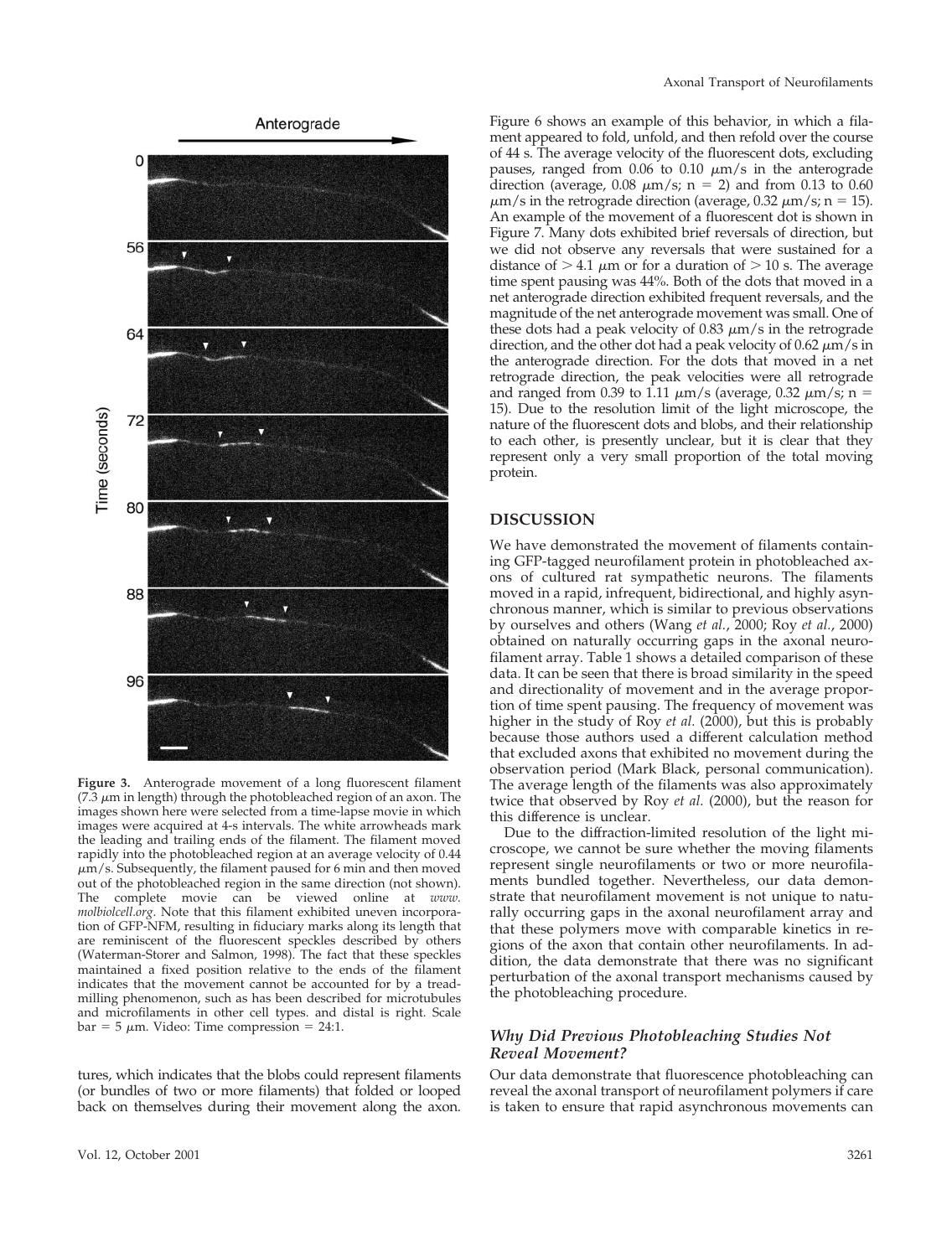**Figure 3.** Anterograde movement of a long fluorescent filament (7.3 μm in length) through the photobleached region of an axon. The images shown here were selected from a time-lapse movie in which images were acquired at 4-s intervals. The white arrowheads mark the leading and trailing ends of the filament. The filament moved rapidly into the photobleached region at an average velocity of 0.44 μm/s. Subsequently, the filament paused for 6 min and then moved out of the photobleached region in the same direction (not shown). The complete movie can be viewed online at *www. molbiolcell.org*. Note that this filament exhibited uneven incorporation of GFP-NFM, resulting in fiduciary marks along its length that are reminiscent of the fluorescent speckles described by others (Waterman-Storer and Salmon, 1998). The fact that these speckles maintained a fixed position relative to the ends of the filament indicates that the movement cannot be accounted for by a treadmilling phenomenon, such as has been described for microtubules and microfilaments in other cell types. and distal is right. Scale bar = 5 μm. Video: Time compression = 24:1.

tures, which indicates that the blobs could represent filaments (or bundles of two or more filaments) that folded or looped back on themselves during their movement along the axon. Figure 6 shows an example of this behavior, in which a filament appeared to fold, unfold, and then refold over the course of 44 s. The average velocity of the fluorescent dots, excluding pauses, ranged from 0.06 to 0.10 μm/s in the anterograde direction (average, 0.08 μm/s; n = 2) and from 0.13 to 0.60 μm/s in the retrograde direction (average, 0.32 μm/s; n = 15). An example of the movement of a fluorescent dot is shown in Figure 7. Many dots exhibited brief reversals of direction, but we did not observe any reversals that were sustained for a distance of > 4.1 μm or for a duration of > 10 s. The average time spent pausing was 44%. Both of the dots that moved in a net anterograde direction exhibited frequent reversals, and the magnitude of the net anterograde movement was small. One of these dots had a peak velocity of 0.83 μm/s in the retrograde direction, and the other dot had a peak velocity of 0.62 μm/s in the anterograde direction. For the dots that moved in a net retrograde direction, the peak velocities were all retrograde and ranged from 0.39 to 1.11 μm/s (average, 0.32 μm/s; n = 15). Due to the resolution limit of the light microscope, the nature of the fluorescent dots and blobs, and their relationship to each other, is presently unclear, but it is clear that they represent only a very small proportion of the total moving protein.

## DISCUSSION

We have demonstrated the movement of filaments containing GFP-tagged neurofilament protein in photobleached axons of cultured rat sympathetic neurons. The filaments moved in a rapid, infrequent, bidirectional, and highly asynchronous manner, which is similar to previous observations by ourselves and others (Wang *et al.*, 2000; Roy *et al.*, 2000) obtained on naturally occurring gaps in the axonal neurofilament array. Table 1 shows a detailed comparison of these data. It can be seen that there is broad similarity in the speed and directionality of movement and in the average proportion of time spent pausing. The frequency of movement was higher in the study of Roy *et al.* (2000), but this is probably because those authors used a different calculation method that excluded axons that exhibited no movement during the observation period (Mark Black, personal communication). The average length of the filaments was also approximately twice that observed by Roy *et al.* (2000), but the reason for this difference is unclear.

Due to the diffraction-limited resolution of the light microscope, we cannot be sure whether the moving filaments represent single neurofilaments or two or more neurofilaments bundled together. Nevertheless, our data demonstrate that neurofilament movement is not unique to naturally occurring gaps in the axonal neurofilament array and that these polymers move with comparable kinetics in regions of the axon that contain other neurofilaments. In addition, the data demonstrate that there was no significant perturbation of the axonal transport mechanisms caused by the photobleaching procedure.

### *Why Did Previous Photobleaching Studies Not Reveal Movement?*

Our data demonstrate that fluorescence photobleaching can reveal the axonal transport of neurofilament polymers if care is taken to ensure that rapid asynchronous movements can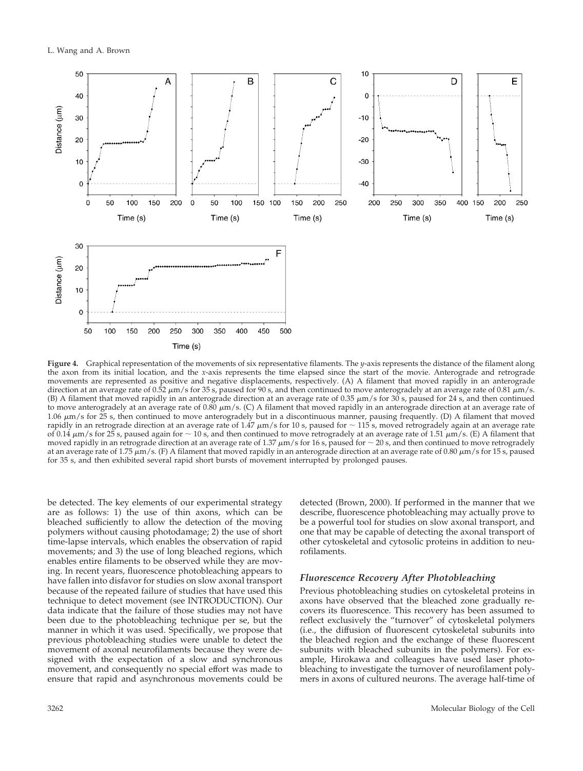**Figure 4.** Graphical representation of the movements of six representative filaments. The *y*-axis represents the distance of the filament along the axon from its initial location, and the *x*-axis represents the time elapsed since the start of the movie. Anterograde and retrograde movements are represented as positive and negative displacements, respectively. (A) A filament that moved rapidly in an anterograde direction at an average rate of 0.52 μm/s for 35 s, paused for 90 s, and then continued to move anterogradely at an average rate of 0.81 μm/s. (B) A filament that moved rapidly in an anterograde direction at an average rate of 0.35 μm/s for 30 s, paused for 24 s, and then continued to move anterogradely at an average rate of 0.80 μm/s. (C) A filament that moved rapidly in an anterograde direction at an average rate of 1.06 μm/s for 25 s, then continued to move anterogradely but in a discontinuous manner, pausing frequently. (D) A filament that moved rapidly in an retrograde direction at an average rate of 1.47 μm/s for 10 s, paused for ~ 115 s, moved retrogradely again at an average rate of 0.14 μm/s for 25 s, paused again for ~ 10 s, and then continued to move retrogradely at an average rate of 1.51 μm/s. (E) A filament that moved rapidly in an retrograde direction at an average rate of 1.37 μm/s for 16 s, paused for ~ 20 s, and then continued to move retrogradely at an average rate of 1.75 μm/s. (F) A filament that moved rapidly in an anterograde direction at an average rate of 0.80 μm/s for 15 s, paused for 35 s, and then exhibited several rapid short bursts of movement interrupted by prolonged pauses.

be detected. The key elements of our experimental strategy are as follows: 1) the use of thin axons, which can be bleached sufficiently to allow the detection of the moving polymers without causing photodamage; 2) the use of short time-lapse intervals, which enables the observation of rapid movements; and 3) the use of long bleached regions, which enables entire filaments to be observed while they are moving. In recent years, fluorescence photobleaching appears to have fallen into disfavor for studies on slow axonal transport because of the repeated failure of studies that have used this technique to detect movement (see INTRODUCTION). Our data indicate that the failure of those studies may not have been due to the photobleaching technique per se, but the manner in which it was used. Specifically, we propose that previous photobleaching studies were unable to detect the movement of axonal neurofilaments because they were designed with the expectation of a slow and synchronous movement, and consequently no special effort was made to ensure that rapid and asynchronous movements could be detected (Brown, 2000). If performed in the manner that we describe, fluorescence photobleaching may actually prove to be a powerful tool for studies on slow axonal transport, and one that may be capable of detecting the axonal transport of other cytoskeletal and cytosolic proteins in addition to neurofilaments.

### *Fluorescence Recovery After Photobleaching*

Previous photobleaching studies on cytoskeletal proteins in axons have observed that the bleached zone gradually recovers its fluorescence. This recovery has been assumed to reflect exclusively the "turnover" of cytoskeletal polymers (i.e., the diffusion of fluorescent cytoskeletal subunits into the bleached region and the exchange of these fluorescent subunits with bleached subunits in the polymers). For example, Hirokawa and colleagues have used laser photobleaching to investigate the turnover of neurofilament polymers in axons of cultured neurons. The average half-time of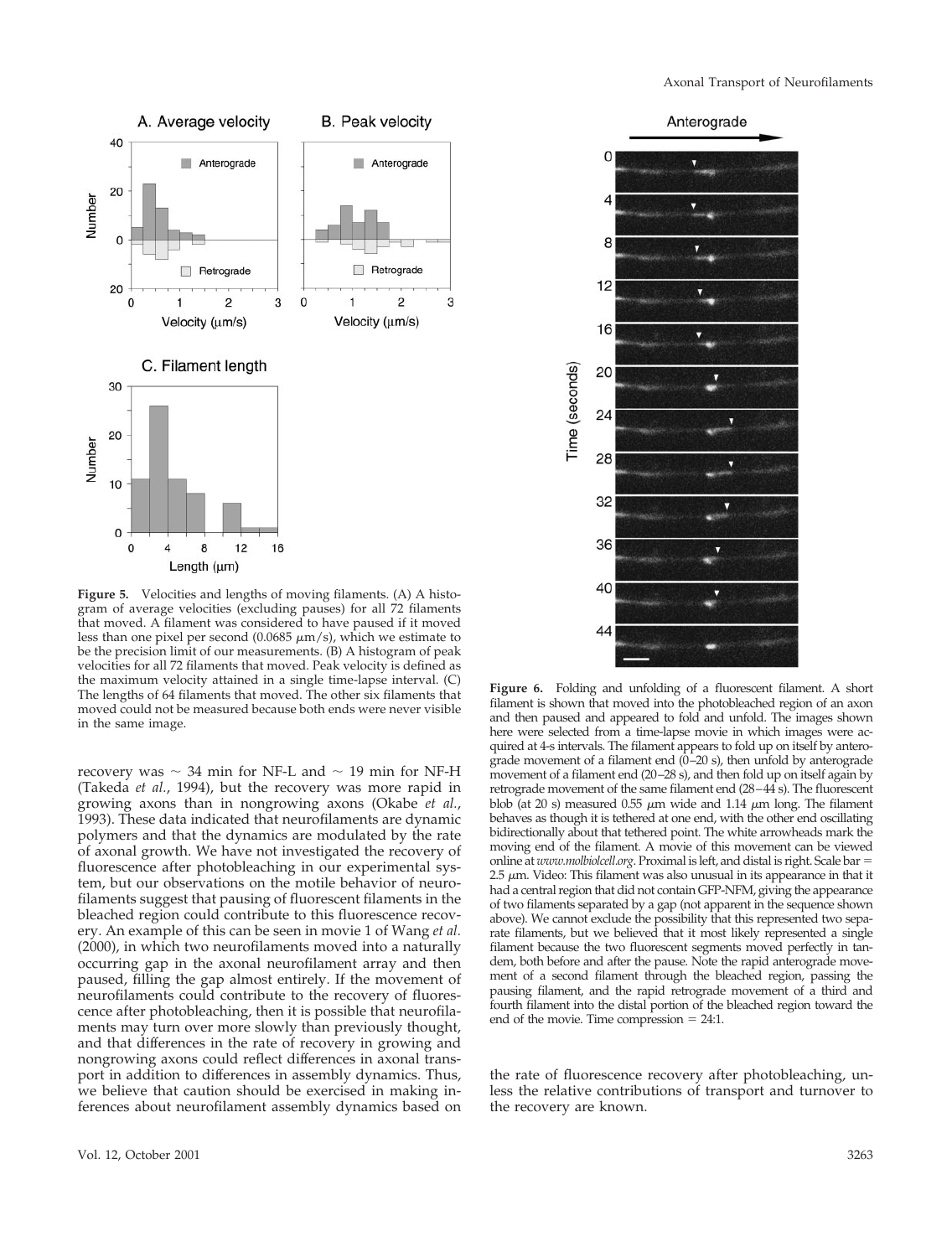**Figure 5.** Velocities and lengths of moving filaments. (A) A histogram of average velocities (excluding pauses) for all 72 filaments that moved. A filament was considered to have paused if it moved less than one pixel per second (0.0685 μm/s), which we estimate to be the precision limit of our measurements. (B) A histogram of peak velocities for all 72 filaments that moved. Peak velocity is defined as the maximum velocity attained in a single time-lapse interval. (C) The lengths of 64 filaments that moved. The other six filaments that moved could not be measured because both ends were never visible in the same image.

recovery was ~ 34 min for NF-L and ~ 19 min for NF-H (Takeda *et al.*, 1994), but the recovery was more rapid in growing axons than in nongrowing axons (Okabe *et al.*, 1993). These data indicated that neurofilaments are dynamic polymers and that the dynamics are modulated by the rate of axonal growth. We have not investigated the recovery of fluorescence after photobleaching in our experimental system, but our observations on the motile behavior of neurofilaments suggest that pausing of fluorescent filaments in the bleached region could contribute to this fluorescence recovery. An example of this can be seen in movie 1 of Wang *et al.* (2000), in which two neurofilaments moved into a naturally occurring gap in the axonal neurofilament array and then paused, filling the gap almost entirely. If the movement of neurofilaments could contribute to the recovery of fluorescence after photobleaching, then it is possible that neurofilaments may turn over more slowly than previously thought, and that differences in the rate of recovery in growing and nongrowing axons could reflect differences in axonal transport in addition to differences in assembly dynamics. Thus, we believe that caution should be exercised in making inferences about neurofilament assembly dynamics based on the rate of fluorescence recovery after photobleaching, unless the relative contributions of transport and turnover to the recovery are known.

**Figure 6.** Folding and unfolding of a fluorescent filament. A short filament is shown that moved into the photobleached region of an axon and then paused and appeared to fold and unfold. The images shown here were selected from a time-lapse movie in which images were acquired at 4-s intervals. The filament appears to fold up on itself by anterograde movement of a filament end (0–20 s), then unfold by anterograde movement of a filament end (20–28 s), and then fold up on itself again by retrograde movement of the same filament end (28–44 s). The fluorescent blob (at 20 s) measured 0.55 μm wide and 1.14 μm long. The filament behaves as though it is tethered at one end, with the other end oscillating bidirectionally about that tethered point. The white arrowheads mark the moving end of the filament. A movie of this movement can be viewed online at *www.molbiolcell.org*. Proximal is left, and distal is right. Scale bar = 2.5 μm. Video: This filament was also unusual in its appearance in that it had a central region that did not contain GFP-NFM, giving the appearance of two filaments separated by a gap (not apparent in the sequence shown above). We cannot exclude the possibility that this represented two separate filaments, but we believed that it most likely represented a single filament because the two fluorescent segments moved perfectly in tandem, both before and after the pause. Note the rapid anterograde movement of a second filament through the bleached region, passing the pausing filament, and the rapid retrograde movement of a third and fourth filament into the distal portion of the bleached region toward the end of the movie. Time compression = 24:1.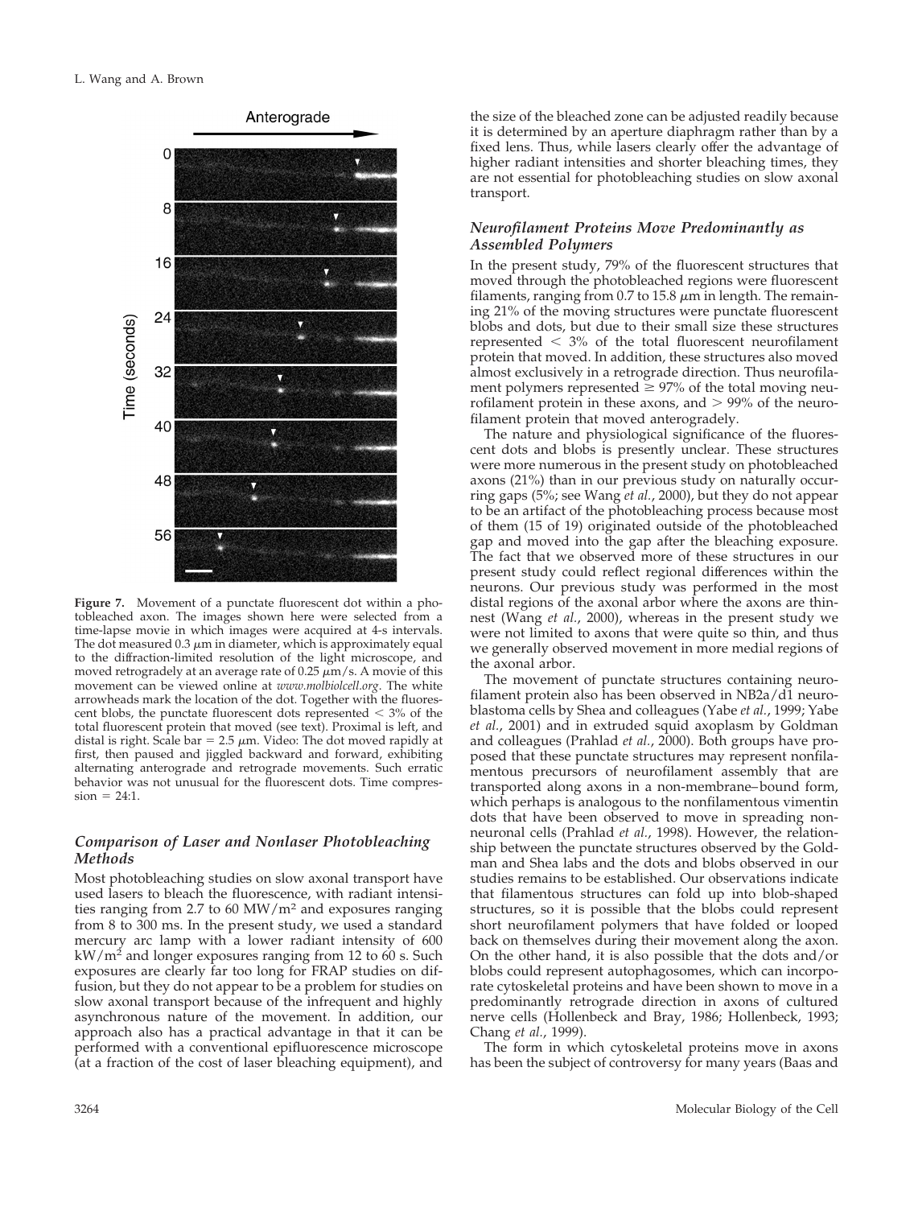**Figure 7.** Movement of a punctate fluorescent dot within a photobleached axon. The images shown here were selected from a time-lapse movie in which images were acquired at 4-s intervals. The dot measured 0.3 $\mu$m in diameter, which is approximately equal to the diffraction-limited resolution of the light microscope, and moved retrogradely at an average rate of 0.25 $\mu$m/s. A movie of this movement can be viewed online at *www.molbiolcell.org*. The white arrowheads mark the location of the dot. Together with the fluorescent blobs, the punctate fluorescent dots represented < 3% of the total fluorescent protein that moved (see text). Proximal is left, and distal is right. Scale bar = 2.5 $\mu$m. Video: The dot moved rapidly at first, then paused and jiggled backward and forward, exhibiting alternating anterograde and retrograde movements. Such erratic behavior was not unusual for the fluorescent dots. Time compression = 24:1.

### *Comparison of Laser and Nonlaser Photobleaching Methods*

Most photobleaching studies on slow axonal transport have used lasers to bleach the fluorescence, with radiant intensities ranging from 2.7 to 60 MW/m$^2$ and exposures ranging from 8 to 300 ms. In the present study, we used a standard mercury arc lamp with a lower radiant intensity of 600 kW/m$^2$ and longer exposures ranging from 12 to 60 s. Such exposures are clearly far too long for FRAP studies on diffusion, but they do not appear to be a problem for studies on slow axonal transport because of the infrequent and highly asynchronous nature of the movement. In addition, our approach also has a practical advantage in that it can be performed with a conventional epifluorescence microscope (at a fraction of the cost of laser bleaching equipment), and the size of the bleached zone can be adjusted readily because it is determined by an aperture diaphragm rather than by a fixed lens. Thus, while lasers clearly offer the advantage of higher radiant intensities and shorter bleaching times, they are not essential for photobleaching studies on slow axonal transport.

### *Neurofilament Proteins Move Predominantly as Assembled Polymers*

In the present study, 79% of the fluorescent structures that moved through the photobleached regions were fluorescent filaments, ranging from 0.7 to 15.8 $\mu$m in length. The remaining 21% of the moving structures were punctate fluorescent blobs and dots, but due to their small size these structures represented < 3% of the total fluorescent neurofilament protein that moved. In addition, these structures also moved almost exclusively in a retrograde direction. Thus neurofilament polymers represented ≥ 97% of the total moving neurofilament protein in these axons, and > 99% of the neurofilament protein that moved anterogradely.

The nature and physiological significance of the fluorescent dots and blobs is presently unclear. These structures were more numerous in the present study on photobleached axons (21%) than in our previous study on naturally occurring gaps (5%; see Wang *et al.*, 2000), but they do not appear to be an artifact of the photobleaching process because most of them (15 of 19) originated outside of the photobleached gap and moved into the gap after the bleaching exposure. The fact that we observed more of these structures in our present study could reflect regional differences within the neurons. Our previous study was performed in the most distal regions of the axonal arbor where the axons are thinnest (Wang *et al.*, 2000), whereas in the present study we were not limited to axons that were quite so thin, and thus we generally observed movement in more medial regions of the axonal arbor.

The movement of punctate structures containing neurofilament protein also has been observed in NB2a/d1 neuroblastoma cells by Shea and colleagues (Yabe *et al.*, 1999; Yabe *et al.*, 2001) and in extruded squid axoplasm by Goldman and colleagues (Prahlad *et al.*, 2000). Both groups have proposed that these punctate structures may represent nonfilamentous precursors of neurofilament assembly that are transported along axons in a non-membrane–bound form, which perhaps is analogous to the nonfilamentous vimentin dots that have been observed to move in spreading nonneuronal cells (Prahlad *et al.*, 1998). However, the relationship between the punctate structures observed by the Goldman and Shea labs and the dots and blobs observed in our studies remains to be established. Our observations indicate that filamentous structures can fold up into blob-shaped structures, so it is possible that the blobs could represent short neurofilament polymers that have folded or looped back on themselves during their movement along the axon. On the other hand, it is also possible that the dots and/or blobs could represent autophagosomes, which can incorporate cytoskeletal proteins and have been shown to move in a predominantly retrograde direction in axons of cultured nerve cells (Hollenbeck and Bray, 1986; Hollenbeck, 1993; Chang *et al.*, 1999).

The form in which cytoskeletal proteins move in axons has been the subject of controversy for many years (Baas and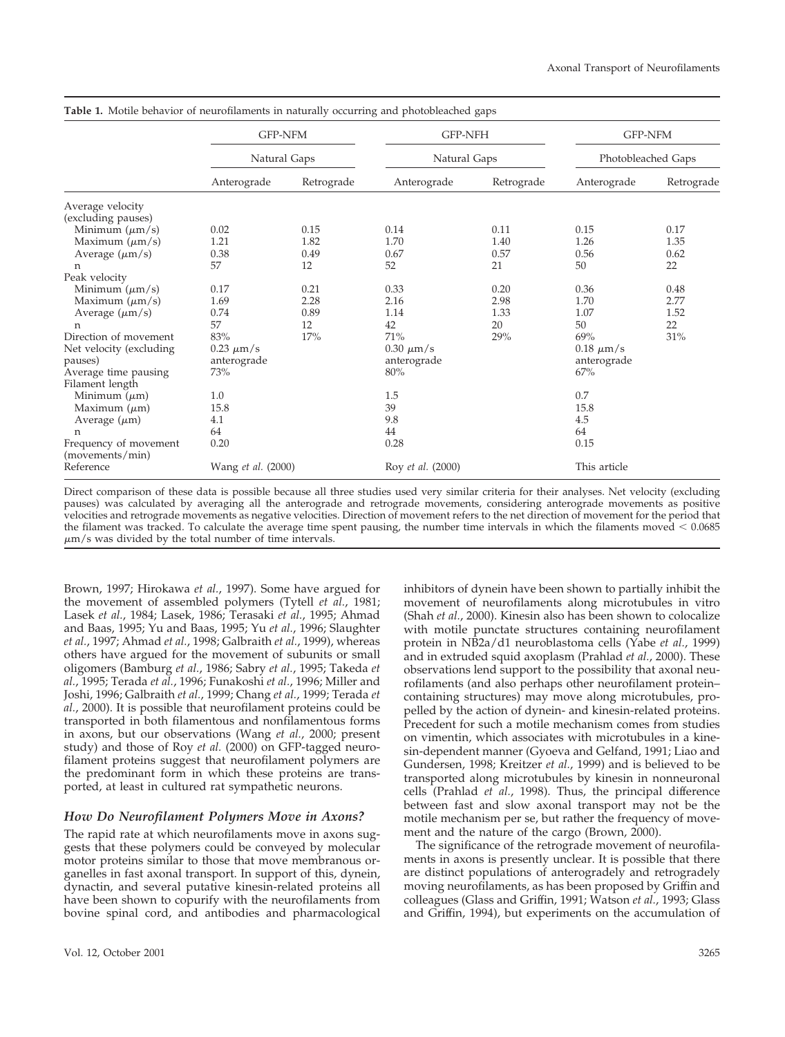**Table 1.** Motile behavior of neurofilaments in naturally occurring and photobleached gaps

| | GFP-NFM | | GFP-NFH | | GFP-NFM | |
|---|---|---|---|---|---|---|
| | Natural Gaps | | Natural Gaps | | Photobleached Gaps | |
| | Anterograde | Retrograde | Anterograde | Retrograde | Anterograde | Retrograde |
| Average velocity (excluding pauses) | | | | | | |
| Minimum ($\mu$m/s) | 0.02 | 0.15 | 0.14 | 0.11 | 0.15 | 0.17 |
| Maximum ($\mu$m/s) | 1.21 | 1.82 | 1.70 | 1.40 | 1.26 | 1.35 |
| Average ($\mu$m/s) | 0.38 | 0.49 | 0.67 | 0.57 | 0.56 | 0.62 |
| n | 57 | 12 | 52 | 21 | 50 | 22 |
| Peak velocity | | | | | | |
| Minimum ($\mu$m/s) | 0.17 | 0.21 | 0.33 | 0.20 | 0.36 | 0.48 |
| Maximum ($\mu$m/s) | 1.69 | 2.28 | 2.16 | 2.98 | 1.70 | 2.77 |
| Average ($\mu$m/s) | 0.74 | 0.89 | 1.14 | 1.33 | 1.07 | 1.52 |
| n | 57 | 12 | 42 | 20 | 50 | 22 |
| Direction of movement | 83% | 17% | 71% | 29% | 69% | 31% |
| Net velocity (excluding pauses) | 0.23 $\mu$m/s anterograde | | 0.30 $\mu$m/s anterograde | | 0.18 $\mu$m/s anterograde | |
| Average time pausing | 73% | | 80% | | 67% | |
| Filament length | | | | | | |
| Minimum ($\mu$m) | 1.0 | | 1.5 | | 0.7 | |
| Maximum ($\mu$m) | 15.8 | | 39 | | 15.8 | |
| Average ($\mu$m) | 4.1 | | 9.8 | | 4.5 | |
| n | 64 | | 44 | | 64 | |
| Frequency of movement (movements/min) | 0.20 | | 0.28 | | 0.15 | |
| Reference | Wang *et al.* (2000) | | Roy *et al.* (2000) | | This article | |

Direct comparison of these data is possible because all three studies used very similar criteria for their analyses. Net velocity (excluding pauses) was calculated by averaging all the anterograde and retrograde movements, considering anterograde movements as positive velocities and retrograde movements as negative velocities. Direction of movement refers to the net direction of movement for the period that the filament was tracked. To calculate the average time spent pausing, the number time intervals in which the filaments moved $< 0.0685$ $\mu$m/s was divided by the total number of time intervals.

Brown, 1997; Hirokawa *et al.*, 1997). Some have argued for the movement of assembled polymers (Tytell *et al.*, 1981; Lasek *et al.*, 1984; Lasek, 1986; Terasaki *et al.*, 1995; Ahmad and Baas, 1995; Yu and Baas, 1995; Yu *et al.*, 1996; Slaughter *et al.*, 1997; Ahmad *et al.*, 1998; Galbraith *et al.*, 1999), whereas others have argued for the movement of subunits or small oligomers (Bamburg *et al.*, 1986; Sabry *et al.*, 1995; Takeda *et al.*, 1995; Terada *et al.*, 1996; Funakoshi *et al.*, 1996; Miller and Joshi, 1996; Galbraith *et al.*, 1999; Chang *et al.*, 1999; Terada *et al.*, 2000). It is possible that neurofilament proteins could be transported in both filamentous and nonfilamentous forms in axons, but our observations (Wang *et al.*, 2000; present study) and those of Roy *et al.* (2000) on GFP-tagged neurofilament proteins suggest that neurofilament polymers are the predominant form in which these proteins are transported, at least in cultured rat sympathetic neurons.

### *How Do Neurofilament Polymers Move in Axons?*

The rapid rate at which neurofilaments move in axons suggests that these polymers could be conveyed by molecular motor proteins similar to those that move membranous organelles in fast axonal transport. In support of this, dynein, dynactin, and several putative kinesin-related proteins all have been shown to copurify with the neurofilaments from bovine spinal cord, and antibodies and pharmacological inhibitors of dynein have been shown to partially inhibit the movement of neurofilaments along microtubules in vitro (Shah *et al.*, 2000). Kinesin also has been shown to colocalize with motile punctate structures containing neurofilament protein in NB2a/d1 neuroblastoma cells (Yabe *et al.*, 1999) and in extruded squid axoplasm (Prahlad *et al.*, 2000). These observations lend support to the possibility that axonal neurofilaments (and also perhaps other neurofilament protein–containing structures) may move along microtubules, propelled by the action of dynein- and kinesin-related proteins. Precedent for such a motile mechanism comes from studies on vimentin, which associates with microtubules in a kinesin-dependent manner (Gyoeva and Gelfand, 1991; Liao and Gundersen, 1998; Kreitzer *et al.*, 1999) and is believed to be transported along microtubules by kinesin in nonneuronal cells (Prahlad *et al.*, 1998). Thus, the principal difference between fast and slow axonal transport may not be the motile mechanism per se, but rather the frequency of movement and the nature of the cargo (Brown, 2000).

The significance of the retrograde movement of neurofilaments in axons is presently unclear. It is possible that there are distinct populations of anterogradely and retrogradely moving neurofilaments, as has been proposed by Griffin and colleagues (Glass and Griffin, 1991; Watson *et al.*, 1993; Glass and Griffin, 1994), but experiments on the accumulation of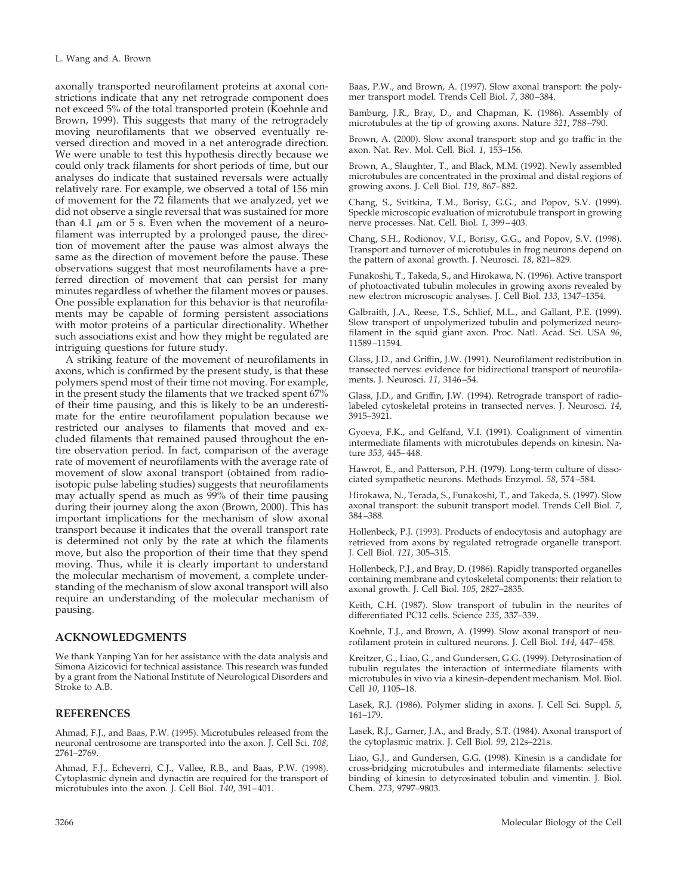axonally transported neurofilament proteins at axonal constrictions indicate that any net retrograde component does not exceed 5% of the total transported protein (Koehnle and Brown, 1999). This suggests that many of the retrogradely moving neurofilaments that we observed eventually reversed direction and moved in a net anterograde direction. We were unable to test this hypothesis directly because we could only track filaments for short periods of time, but our analyses do indicate that sustained reversals were actually relatively rare. For example, we observed a total of 156 min of movement for the 72 filaments that we analyzed, yet we did not observe a single reversal that was sustained for more than 4.1 $\mu$m or 5 s. Even when the movement of a neurofilament was interrupted by a prolonged pause, the direction of movement after the pause was almost always the same as the direction of movement before the pause. These observations suggest that most neurofilaments have a preferred direction of movement that can persist for many minutes regardless of whether the filament moves or pauses. One possible explanation for this behavior is that neurofilaments may be capable of forming persistent associations with motor proteins of a particular directionality. Whether such associations exist and how they might be regulated are intriguing questions for future study.

A striking feature of the movement of neurofilaments in axons, which is confirmed by the present study, is that these polymers spend most of their time not moving. For example, in the present study the filaments that we tracked spent 67% of their time pausing, and this is likely to be an underestimate for the entire neurofilament population because we restricted our analyses to filaments that moved and excluded filaments that remained paused throughout the entire observation period. In fact, comparison of the average rate of movement of neurofilaments with the average rate of movement of slow axonal transport (obtained from radioisotopic pulse labeling studies) suggests that neurofilaments may actually spend as much as 99% of their time pausing during their journey along the axon (Brown, 2000). This has important implications for the mechanism of slow axonal transport because it indicates that the overall transport rate is determined not only by the rate at which the filaments move, but also the proportion of their time that they spend moving. Thus, while it is clearly important to understand the molecular mechanism of movement, a complete understanding of the mechanism of slow axonal transport will also require an understanding of the molecular mechanism of pausing.

## ACKNOWLEDGMENTS

We thank Yanping Yan for her assistance with the data analysis and Simona Aizicovici for technical assistance. This research was funded by a grant from the National Institute of Neurological Disorders and Stroke to A.B.

## REFERENCES

Ahmad, F.J., and Baas, P.W. (1995). Microtubules released from the neuronal centrosome are transported into the axon. J. Cell Sci. *108*, 2761–2769.

Ahmad, F.J., Echeverri, C.J., Vallee, R.B., and Baas, P.W. (1998). Cytoplasmic dynein and dynactin are required for the transport of microtubules into the axon. J. Cell Biol. *140*, 391–401.

Baas, P.W., and Brown, A. (1997). Slow axonal transport: the polymer transport model. Trends Cell Biol. *7*, 380–384.

Bamburg, J.R., Bray, D., and Chapman, K. (1986). Assembly of microtubules at the tip of growing axons. Nature *321*, 788–790.

Brown, A. (2000). Slow axonal transport: stop and go traffic in the axon. Nat. Rev. Mol. Cell. Biol. *1*, 153–156.

Brown, A., Slaughter, T., and Black, M.M. (1992). Newly assembled microtubules are concentrated in the proximal and distal regions of growing axons. J. Cell Biol. *119*, 867–882.

Chang, S., Svitkina, T.M., Borisy, G.G., and Popov, S.V. (1999). Speckle microscopic evaluation of microtubule transport in growing nerve processes. Nat. Cell. Biol. *1*, 399–403.

Chang, S.H., Rodionov, V.I., Borisy, G.G., and Popov, S.V. (1998). Transport and turnover of microtubules in frog neurons depend on the pattern of axonal growth. J. Neurosci. *18*, 821–829.

Funakoshi, T., Takeda, S., and Hirokawa, N. (1996). Active transport of photoactivated tubulin molecules in growing axons revealed by new electron microscopic analyses. J. Cell Biol. *133*, 1347–1354.

Galbraith, J.A., Reese, T.S., Schlief, M.L., and Gallant, P.E. (1999). Slow transport of unpolymerized tubulin and polymerized neurofilament in the squid giant axon. Proc. Natl. Acad. Sci. USA *96*, 11589–11594.

Glass, J.D., and Griffin, J.W. (1991). Neurofilament redistribution in transected nerves: evidence for bidirectional transport of neurofilaments. J. Neurosci. *11*, 3146–54.

Glass, J.D., and Griffin, J.W. (1994). Retrograde transport of radiolabeled cytoskeletal proteins in transected nerves. J. Neurosci. *14*, 3915–3921.

Gyoeva, F.K., and Gelfand, V.I. (1991). Coalignment of vimentin intermediate filaments with microtubules depends on kinesin. Nature *353*, 445–448.

Hawrot, E., and Patterson, P.H. (1979). Long-term culture of dissociated sympathetic neurons. Methods Enzymol. *58*, 574–584.

Hirokawa, N., Terada, S., Funakoshi, T., and Takeda, S. (1997). Slow axonal transport: the subunit transport model. Trends Cell Biol. *7*, 384–388.

Hollenbeck, P.J. (1993). Products of endocytosis and autophagy are retrieved from axons by regulated retrograde organelle transport. J. Cell Biol. *121*, 305–315.

Hollenbeck, P.J., and Bray, D. (1986). Rapidly transported organelles containing membrane and cytoskeletal components: their relation to axonal growth. J. Cell Biol. *105*, 2827–2835.

Keith, C.H. (1987). Slow transport of tubulin in the neurites of differentiated PC12 cells. Science *235*, 337–339.

Koehnle, T.J., and Brown, A. (1999). Slow axonal transport of neurofilament protein in cultured neurons. J. Cell Biol. *144*, 447–458.

Kreitzer, G., Liao, G., and Gundersen, G.G. (1999). Detyrosination of tubulin regulates the interaction of intermediate filaments with microtubules in vivo via a kinesin-dependent mechanism. Mol. Biol. Cell *10*, 1105–18.

Lasek, R.J. (1986). Polymer sliding in axons. J. Cell Sci. Suppl. *5*, 161–179.

Lasek, R.J., Garner, J.A., and Brady, S.T. (1984). Axonal transport of the cytoplasmic matrix. J. Cell Biol. *99*, 212s–221s.

Liao, G.J., and Gundersen, G.G. (1998). Kinesin is a candidate for cross-bridging microtubules and intermediate filaments: selective binding of kinesin to detyrosinated tobulin and vimentin. J. Biol. Chem. *273*, 9797–9803.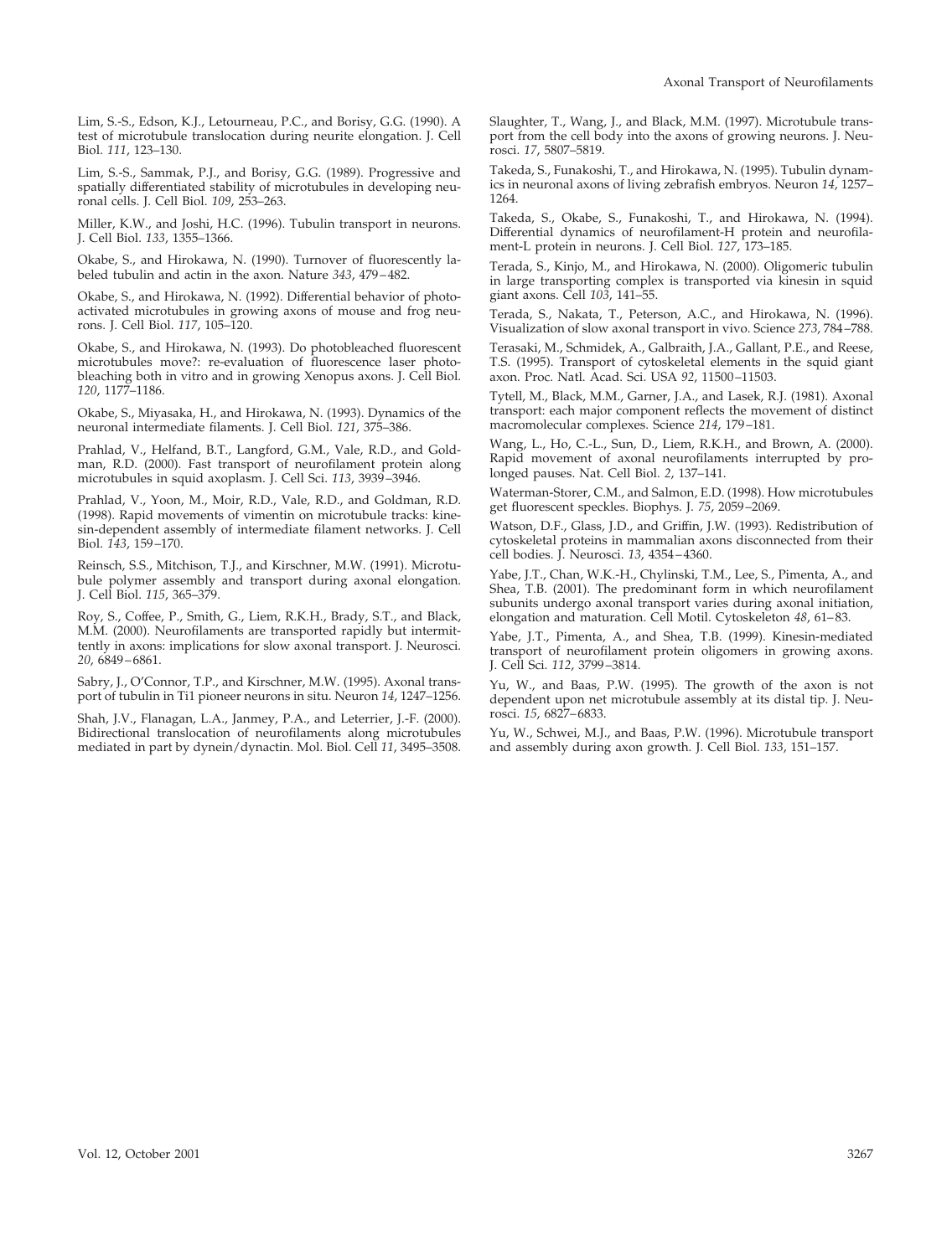Lim, S.-S., Edson, K.J., Letourneau, P.C., and Borisy, G.G. (1990). A test of microtubule translocation during neurite elongation. J. Cell Biol. *111*, 123–130.

Lim, S.-S., Sammak, P.J., and Borisy, G.G. (1989). Progressive and spatially differentiated stability of microtubules in developing neuronal cells. J. Cell Biol. *109*, 253–263.

Miller, K.W., and Joshi, H.C. (1996). Tubulin transport in neurons. J. Cell Biol. *133*, 1355–1366.

Okabe, S., and Hirokawa, N. (1990). Turnover of fluorescently labeled tubulin and actin in the axon. Nature *343*, 479–482.

Okabe, S., and Hirokawa, N. (1992). Differential behavior of photoactivated microtubules in growing axons of mouse and frog neurons. J. Cell Biol. *117*, 105–120.

Okabe, S., and Hirokawa, N. (1993). Do photobleached fluorescent microtubules move?: re-evaluation of fluorescence laser photobleaching both in vitro and in growing Xenopus axons. J. Cell Biol. *120*, 1177–1186.

Okabe, S., Miyasaka, H., and Hirokawa, N. (1993). Dynamics of the neuronal intermediate filaments. J. Cell Biol. *121*, 375–386.

Prahlad, V., Helfand, B.T., Langford, G.M., Vale, R.D., and Goldman, R.D. (2000). Fast transport of neurofilament protein along microtubules in squid axoplasm. J. Cell Sci. *113*, 3939–3946.

Prahlad, V., Yoon, M., Moir, R.D., Vale, R.D., and Goldman, R.D. (1998). Rapid movements of vimentin on microtubule tracks: kinesin-dependent assembly of intermediate filament networks. J. Cell Biol. *143*, 159–170.

Reinsch, S.S., Mitchison, T.J., and Kirschner, M.W. (1991). Microtubule polymer assembly and transport during axonal elongation. J. Cell Biol. *115*, 365–379.

Roy, S., Coffee, P., Smith, G., Liem, R.K.H., Brady, S.T., and Black, M.M. (2000). Neurofilaments are transported rapidly but intermittently in axons: implications for slow axonal transport. J. Neurosci. *20*, 6849–6861.

Sabry, J., O'Connor, T.P., and Kirschner, M.W. (1995). Axonal transport of tubulin in Ti1 pioneer neurons in situ. Neuron *14*, 1247–1256.

Shah, J.V., Flanagan, L.A., Janmey, P.A., and Leterrier, J.-F. (2000). Bidirectional translocation of neurofilaments along microtubules mediated in part by dynein/dynactin. Mol. Biol. Cell *11*, 3495–3508.

Slaughter, T., Wang, J., and Black, M.M. (1997). Microtubule transport from the cell body into the axons of growing neurons. J. Neurosci. *17*, 5807–5819.

Takeda, S., Funakoshi, T., and Hirokawa, N. (1995). Tubulin dynamics in neuronal axons of living zebrafish embryos. Neuron *14*, 1257–1264.

Takeda, S., Okabe, S., Funakoshi, T., and Hirokawa, N. (1994). Differential dynamics of neurofilament-H protein and neurofilament-L protein in neurons. J. Cell Biol. *127*, 173–185.

Terada, S., Kinjo, M., and Hirokawa, N. (2000). Oligomeric tubulin in large transporting complex is transported via kinesin in squid giant axons. Cell *103*, 141–55.

Terada, S., Nakata, T., Peterson, A.C., and Hirokawa, N. (1996). Visualization of slow axonal transport in vivo. Science *273*, 784–788.

Terasaki, M., Schmidek, A., Galbraith, J.A., Gallant, P.E., and Reese, T.S. (1995). Transport of cytoskeletal elements in the squid giant axon. Proc. Natl. Acad. Sci. USA *92*, 11500–11503.

Tytell, M., Black, M.M., Garner, J.A., and Lasek, R.J. (1981). Axonal transport: each major component reflects the movement of distinct macromolecular complexes. Science *214*, 179–181.

Wang, L., Ho, C.-L., Sun, D., Liem, R.K.H., and Brown, A. (2000). Rapid movement of axonal neurofilaments interrupted by prolonged pauses. Nat. Cell Biol. *2*, 137–141.

Waterman-Storer, C.M., and Salmon, E.D. (1998). How microtubules get fluorescent speckles. Biophys. J. *75*, 2059–2069.

Watson, D.F., Glass, J.D., and Griffin, J.W. (1993). Redistribution of cytoskeletal proteins in mammalian axons disconnected from their cell bodies. J. Neurosci. *13*, 4354–4360.

Yabe, J.T., Chan, W.K.-H., Chylinski, T.M., Lee, S., Pimenta, A., and Shea, T.B. (2001). The predominant form in which neurofilament subunits undergo axonal transport varies during axonal initiation, elongation and maturation. Cell Motil. Cytoskeleton *48*, 61–83.

Yabe, J.T., Pimenta, A., and Shea, T.B. (1999). Kinesin-mediated transport of neurofilament protein oligomers in growing axons. J. Cell Sci. *112*, 3799–3814.

Yu, W., and Baas, P.W. (1995). The growth of the axon is not dependent upon net microtubule assembly at its distal tip. J. Neurosci. *15*, 6827–6833.

Yu, W., Schwei, M.J., and Baas, P.W. (1996). Microtubule transport and assembly during axon growth. J. Cell Biol. *133*, 151–157.